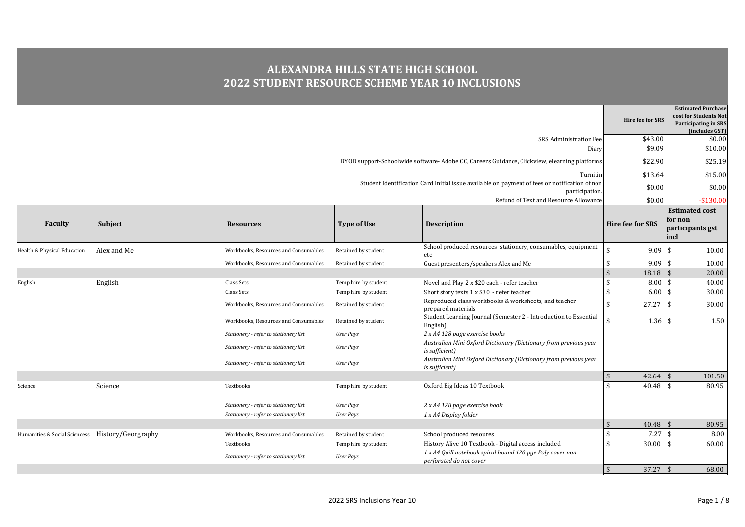# ALEXANDRA HILLS STATE HIGH SCHOOL
# 2022 STUDENT RESOURCE SCHEME YEAR 10 INCLUSIONS

| | Hire fee for SRS | Estimated Purchase cost for Students Not Participating in SRS (includes GST) |
|---|---|---|
| SRS Administration Fee | $43.00 | $0.00 |
| Diary | $9.09 | $10.00 |
| BYOD support-Schoolwide software- Adobe CC, Careers Guidance, Clickview, elearning platforms | $22.90 | $25.19 |
| Turnitin | $13.64 | $15.00 |
| Student Identification Card Initial issue available on payment of fees or notification of non participation. | $0.00 | $0.00 |
| Refund of Text and Resource Allowance | $0.00 | -$130.00 |

| Faculty | Subject | Resources | Type of Use | Description | Hire fee for SRS | Estimated cost for non participants gst incl |
|---|---|---|---|---|---|---|
| Health & Physical Education | Alex and Me | Workbooks, Resources and Consumables | Retained by student | School produced resources stationery, consumables, equipment etc | $ 9.09 | $ 10.00 |
| | | Workbooks, Resources and Consumables | Retained by student | Guest presenters/speakers Alex and Me | $ 9.09 | $ 10.00 |
| | | | | | $ 18.18 | $ 20.00 |
| English | English | Class Sets | Temp hire by student | Novel and Play 2 x $20 each - refer teacher | $ 8.00 | $ 40.00 |
| | | Class Sets | Temp hire by student | Short story texts 1 x $30 - refer teacher | $ 6.00 | $ 30.00 |
| | | Workbooks, Resources and Consumables | Retained by student | Reproduced class workbooks & worksheets, and teacher prepared materials | $ 27.27 | $ 30.00 |
| | | Workbooks, Resources and Consumables | Retained by student | Student Learning Journal (Semester 2 - Introduction to Essential English) | $ 1.36 | $ 1.50 |
| | | *Stationery - refer to stationery list* | *User Pays* | *2 x A4 128 page exercise books* | | |
| | | *Stationery - refer to stationery list* | *User Pays* | *Australian Mini Oxford Dictionary (Dictionary from previous year is sufficient)* | | |
| | | *Stationery - refer to stationery list* | *User Pays* | *Australian Mini Oxford Dictionary (Dictionary from previous year is sufficient)* | | |
| | | | | | $ 42.64 | $ 101.50 |
| Science | Science | Textbooks | Temp hire by student | Oxford Big Ideas 10 Textbook | $ 40.48 | $ 80.95 |
| | | *Stationery - refer to stationery list* | *User Pays* | *2 x A4 128 page exercise book* | | |
| | | *Stationery - refer to stationery list* | *User Pays* | *1 x A4 Display folder* | | |
| | | | | | $ 40.48 | $ 80.95 |
| Humanities & Social Sciencess | History/Georgraphy | Workbooks, Resources and Consumables | Retained by student | School produced resoures | $ 7.27 | $ 8.00 |
| | | Textbooks | Temp hire by student | History Alive 10 Textbook - Digital access included | $ 30.00 | $ 60.00 |
| | | *Stationery - refer to stationery list* | *User Pays* | *1 x A4 Quill notebook spiral bound 120 pge Poly cover non perforated do not cover* | | |
| | | | | | $ 37.27 | $ 68.00 |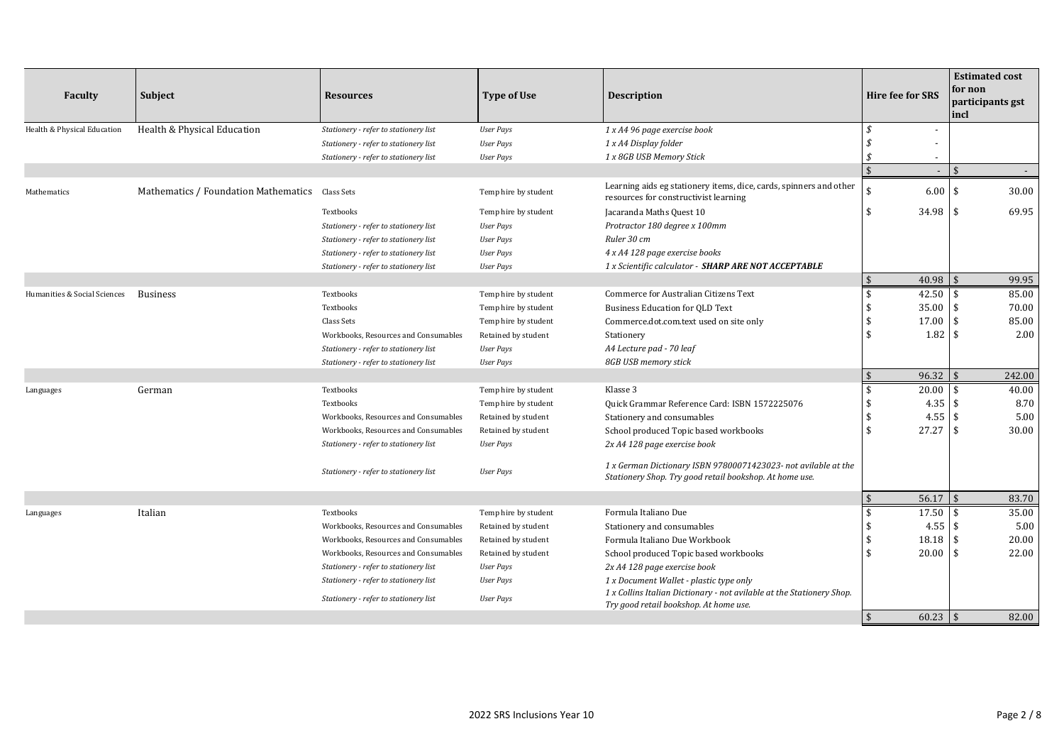| Faculty | Subject | Resources | Type of Use | Description | Hire fee for SRS | Estimated cost for non participants gst incl |
|---|---|---|---|---|---|---|
| Health & Physical Education | Health & Physical Education | *Stationery - refer to stationery list* | *User Pays* | *1 x A4 96 page exercise book* | *$ -* | |
| | | *Stationery - refer to stationery list* | *User Pays* | *1 x A4 Display folder* | *$ -* | |
| | | *Stationery - refer to stationery list* | *User Pays* | *1 x 8GB USB Memory Stick* | *$ -* | |
| | | | | | $ - | $ - |
| Mathematics | Mathematics / Foundation Mathematics | Class Sets | Temp hire by student | Learning aids eg stationery items, dice, cards, spinners and other resources for constructivist learning | $ 6.00 | $ 30.00 |
| | | Textbooks | Temp hire by student | Jacaranda Maths Quest 10 | $ 34.98 | $ 69.95 |
| | | *Stationery - refer to stationery list* | *User Pays* | *Protractor 180 degree x 100mm* | | |
| | | *Stationery - refer to stationery list* | *User Pays* | *Ruler 30 cm* | | |
| | | *Stationery - refer to stationery list* | *User Pays* | *4 x A4 128 page exercise books* | | |
| | | *Stationery - refer to stationery list* | *User Pays* | *1 x Scientific calculator - **SHARP ARE NOT ACCEPTABLE*** | | |
| | | | | | $ 40.98 | $ 99.95 |
| Humanities & Social Sciences | Business | Textbooks | Temp hire by student | Commerce for Australian Citizens Text | $ 42.50 | $ 85.00 |
| | | Textbooks | Temp hire by student | Business Education for QLD Text | $ 35.00 | $ 70.00 |
| | | Class Sets | Temp hire by student | Commerce.dot.com.text used on site only | $ 17.00 | $ 85.00 |
| | | Workbooks, Resources and Consumables | Retained by student | Stationery | $ 1.82 | $ 2.00 |
| | | *Stationery - refer to stationery list* | *User Pays* | *A4 Lecture pad - 70 leaf* | | |
| | | *Stationery - refer to stationery list* | *User Pays* | *8GB USB memory stick* | | |
| | | | | | $ 96.32 | $ 242.00 |
| Languages | German | Textbooks | Temp hire by student | Klasse 3 | $ 20.00 | $ 40.00 |
| | | Textbooks | Temp hire by student | Quick Grammar Reference Card: ISBN 1572225076 | $ 4.35 | $ 8.70 |
| | | Workbooks, Resources and Consumables | Retained by student | Stationery and consumables | $ 4.55 | $ 5.00 |
| | | Workbooks, Resources and Consumables | Retained by student | School produced Topic based workbooks | $ 27.27 | $ 30.00 |
| | | *Stationery - refer to stationery list* | *User Pays* | *2x A4 128 page exercise book* | | |
| | | *Stationery - refer to stationery list* | *User Pays* | *1 x German Dictionary ISBN 97800071423023- not avilable at the Stationery Shop. Try good retail bookshop. At home use.* | | |
| | | | | | $ 56.17 | $ 83.70 |
| Languages | Italian | Textbooks | Temp hire by student | Formula Italiano Due | $ 17.50 | $ 35.00 |
| | | Workbooks, Resources and Consumables | Retained by student | Stationery and consumables | $ 4.55 | $ 5.00 |
| | | Workbooks, Resources and Consumables | Retained by student | Formula Italiano Due Workbook | $ 18.18 | $ 20.00 |
| | | Workbooks, Resources and Consumables | Retained by student | School produced Topic based workbooks | $ 20.00 | $ 22.00 |
| | | *Stationery - refer to stationery list* | *User Pays* | *2x A4 128 page exercise book* | | |
| | | *Stationery - refer to stationery list* | *User Pays* | *1 x Document Wallet - plastic type only* | | |
| | | *Stationery - refer to stationery list* | *User Pays* | *1 x Collins Italian Dictionary - not avilable at the Stationery Shop. Try good retail bookshop. At home use.* | | |
| | | | | | $ 60.23 | $ 82.00 |

2022 SRS Inclusions Year 10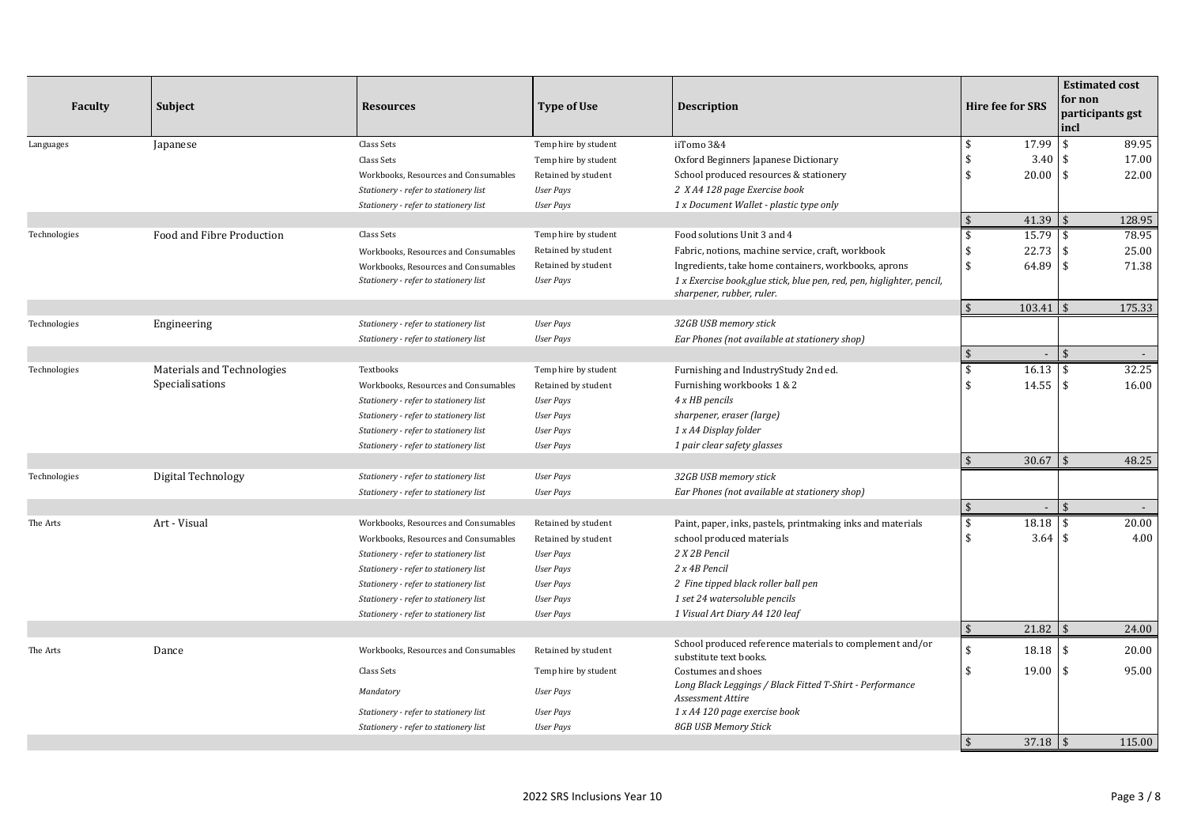| Faculty | Subject | Resources | Type of Use | Description | Hire fee for SRS | Estimated cost for non participants gst incl |
|---|---|---|---|---|---|---|
| Languages | Japanese | Class Sets | Temp hire by student | iiTomo 3&4 | $ 17.99 | $ 89.95 |
| | | Class Sets | Temp hire by student | Oxford Beginners Japanese Dictionary | $ 3.40 | $ 17.00 |
| | | Workbooks, Resources and Consumables | Retained by student | School produced resources & stationery | $ 20.00 | $ 22.00 |
| | | *Stationery - refer to stationery list* | *User Pays* | *2 X A4 128 page Exercise book* | | |
| | | *Stationery - refer to stationery list* | *User Pays* | *1 x Document Wallet - plastic type only* | | |
| | | | | | $ 41.39 | $ 128.95 |
| Technologies | Food and Fibre Production | Class Sets | Temp hire by student | Food solutions Unit 3 and 4 | $ 15.79 | $ 78.95 |
| | | Workbooks, Resources and Consumables | Retained by student | Fabric, notions, machine service, craft, workbook | $ 22.73 | $ 25.00 |
| | | Workbooks, Resources and Consumables | Retained by student | Ingredients, take home containers, workbooks, aprons | $ 64.89 | $ 71.38 |
| | | *Stationery - refer to stationery list* | *User Pays* | *1 x Exercise book,glue stick, blue pen, red, pen, higlighter, pencil, sharpener, rubber, ruler.* | | |
| | | | | | $ 103.41 | $ 175.33 |
| Technologies | Engineering | *Stationery - refer to stationery list* | *User Pays* | *32GB USB memory stick* | | |
| | | *Stationery - refer to stationery list* | *User Pays* | *Ear Phones (not available at stationery shop)* | | |
| | | | | | $ - | $ - |
| Technologies | Materials and Technologies Specialisations | Textbooks | Temp hire by student | Furnishing and IndustryStudy 2nd ed. | $ 16.13 | $ 32.25 |
| | | Workbooks, Resources and Consumables | Retained by student | Furnishing workbooks 1 & 2 | $ 14.55 | $ 16.00 |
| | | *Stationery - refer to stationery list* | *User Pays* | *4 x HB pencils* | | |
| | | *Stationery - refer to stationery list* | *User Pays* | *sharpener, eraser (large)* | | |
| | | *Stationery - refer to stationery list* | *User Pays* | *1 x A4 Display folder* | | |
| | | *Stationery - refer to stationery list* | *User Pays* | *1 pair clear safety glasses* | | |
| | | | | | $ 30.67 | $ 48.25 |
| Technologies | Digital Technology | *Stationery - refer to stationery list* | *User Pays* | *32GB USB memory stick* | | |
| | | *Stationery - refer to stationery list* | *User Pays* | *Ear Phones (not available at stationery shop)* | | |
| | | | | | $ - | $ - |
| The Arts | Art - Visual | Workbooks, Resources and Consumables | Retained by student | Paint, paper, inks, pastels, printmaking inks and materials | $ 18.18 | $ 20.00 |
| | | Workbooks, Resources and Consumables | Retained by student | school produced materials | $ 3.64 | $ 4.00 |
| | | *Stationery - refer to stationery list* | *User Pays* | *2 X 2B Pencil* | | |
| | | *Stationery - refer to stationery list* | *User Pays* | *2 x 4B Pencil* | | |
| | | *Stationery - refer to stationery list* | *User Pays* | *2 Fine tipped black roller ball pen* | | |
| | | *Stationery - refer to stationery list* | *User Pays* | *1 set 24 watersoluble pencils* | | |
| | | *Stationery - refer to stationery list* | *User Pays* | *1 Visual Art Diary A4 120 leaf* | | |
| | | | | | $ 21.82 | $ 24.00 |
| The Arts | Dance | Workbooks, Resources and Consumables | Retained by student | School produced reference materials to complement and/or substitute text books. | $ 18.18 | $ 20.00 |
| | | Class Sets | Temp hire by student | Costumes and shoes | $ 19.00 | $ 95.00 |
| | | *Mandatory* | *User Pays* | *Long Black Leggings / Black Fitted T-Shirt - Performance Assessment Attire* | | |
| | | *Stationery - refer to stationery list* | *User Pays* | *1 x A4 120 page exercise book* | | |
| | | *Stationery - refer to stationery list* | *User Pays* | *8GB USB Memory Stick* | | |
| | | | | | $ 37.18 | $ 115.00 |

2022 SRS Inclusions Year 10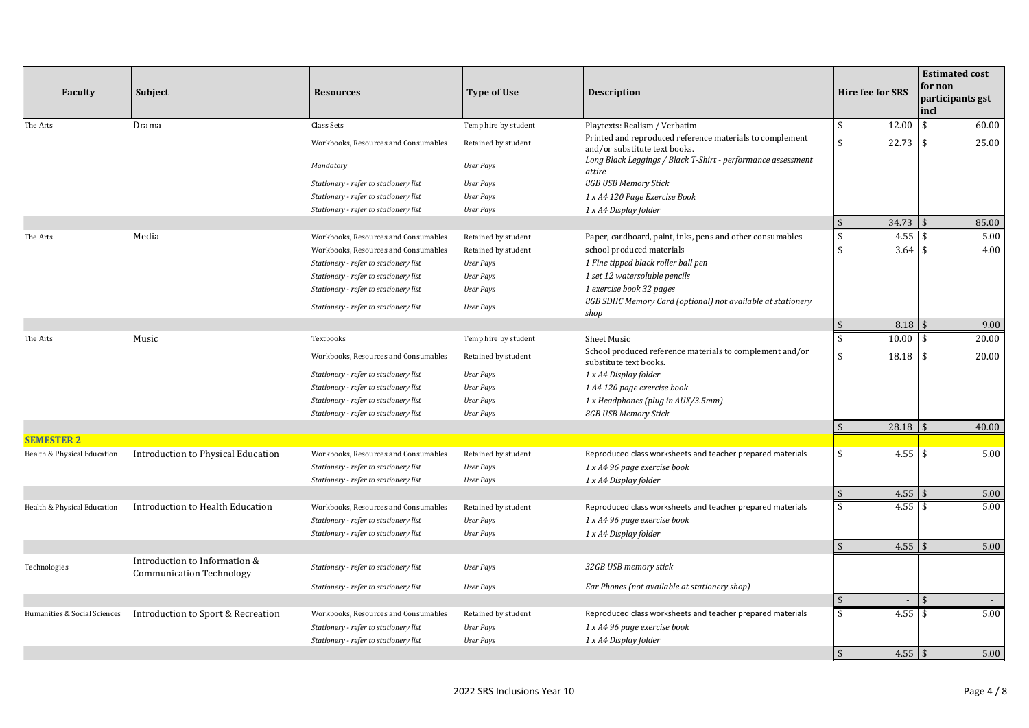| Faculty | Subject | Resources | Type of Use | Description | Hire fee for SRS | Estimated cost for non participants gst incl |
|---|---|---|---|---|---|---|
| The Arts | Drama | Class Sets | Temp hire by student | Playtexts: Realism / Verbatim | $ 12.00 | $ 60.00 |
| | | Workbooks, Resources and Consumables | Retained by student | Printed and reproduced reference materials to complement and/or substitute text books. | $ 22.73 | $ 25.00 |
| | | *Mandatory* | *User Pays* | *Long Black Leggings / Black T-Shirt - performance assessment attire* | | |
| | | *Stationery - refer to stationery list* | *User Pays* | *8GB USB Memory Stick* | | |
| | | *Stationery - refer to stationery list* | *User Pays* | *1 x A4 120 Page Exercise Book* | | |
| | | *Stationery - refer to stationery list* | *User Pays* | *1 x A4 Display folder* | | |
| | | | | | $ 34.73 | $ 85.00 |
| The Arts | Media | Workbooks, Resources and Consumables | Retained by student | Paper, cardboard, paint, inks, pens and other consumables | $ 4.55 | $ 5.00 |
| | | Workbooks, Resources and Consumables | Retained by student | school produced materials | $ 3.64 | $ 4.00 |
| | | *Stationery - refer to stationery list* | *User Pays* | *1 Fine tipped black roller ball pen* | | |
| | | *Stationery - refer to stationery list* | *User Pays* | *1 set 12 watersoluble pencils* | | |
| | | *Stationery - refer to stationery list* | *User Pays* | *1 exercise book 32 pages* | | |
| | | *Stationery - refer to stationery list* | *User Pays* | *8GB SDHC Memory Card (optional) not available at stationery shop* | | |
| | | | | | $ 8.18 | $ 9.00 |
| The Arts | Music | Textbooks | Temp hire by student | Sheet Music | $ 10.00 | $ 20.00 |
| | | Workbooks, Resources and Consumables | Retained by student | School produced reference materials to complement and/or substitute text books. | $ 18.18 | $ 20.00 |
| | | *Stationery - refer to stationery list* | *User Pays* | *1 x A4 Display folder* | | |
| | | *Stationery - refer to stationery list* | *User Pays* | *1 A4 120 page exercise book* | | |
| | | *Stationery - refer to stationery list* | *User Pays* | *1 x Headphones (plug in AUX/3.5mm)* | | |
| | | *Stationery - refer to stationery list* | *User Pays* | *8GB USB Memory Stick* | | |
| | | | | | $ 28.18 | $ 40.00 |
| **SEMESTER 2** | | | | | | |
| Health & Physical Education | Introduction to Physical Education | Workbooks, Resources and Consumables | Retained by student | Reproduced class worksheets and teacher prepared materials | $ 4.55 | $ 5.00 |
| | | *Stationery - refer to stationery list* | *User Pays* | *1 x A4 96 page exercise book* | | |
| | | *Stationery - refer to stationery list* | *User Pays* | *1 x A4 Display folder* | | |
| | | | | | $ 4.55 | $ 5.00 |
| Health & Physical Education | Introduction to Health Education | Workbooks, Resources and Consumables | Retained by student | Reproduced class worksheets and teacher prepared materials | $ 4.55 | $ 5.00 |
| | | *Stationery - refer to stationery list* | *User Pays* | *1 x A4 96 page exercise book* | | |
| | | *Stationery - refer to stationery list* | *User Pays* | *1 x A4 Display folder* | | |
| | | | | | $ 4.55 | $ 5.00 |
| Technologies | Introduction to Information & Communication Technology | *Stationery - refer to stationery list* | *User Pays* | *32GB USB memory stick* | | |
| | | *Stationery - refer to stationery list* | *User Pays* | *Ear Phones (not available at stationery shop)* | | |
| | | | | | $ - | $ - |
| Humanities & Social Sciences | Introduction to Sport & Recreation | Workbooks, Resources and Consumables | Retained by student | Reproduced class worksheets and teacher prepared materials | $ 4.55 | $ 5.00 |
| | | *Stationery - refer to stationery list* | *User Pays* | *1 x A4 96 page exercise book* | | |
| | | *Stationery - refer to stationery list* | *User Pays* | *1 x A4 Display folder* | | |
| | | | | | $ 4.55 | $ 5.00 |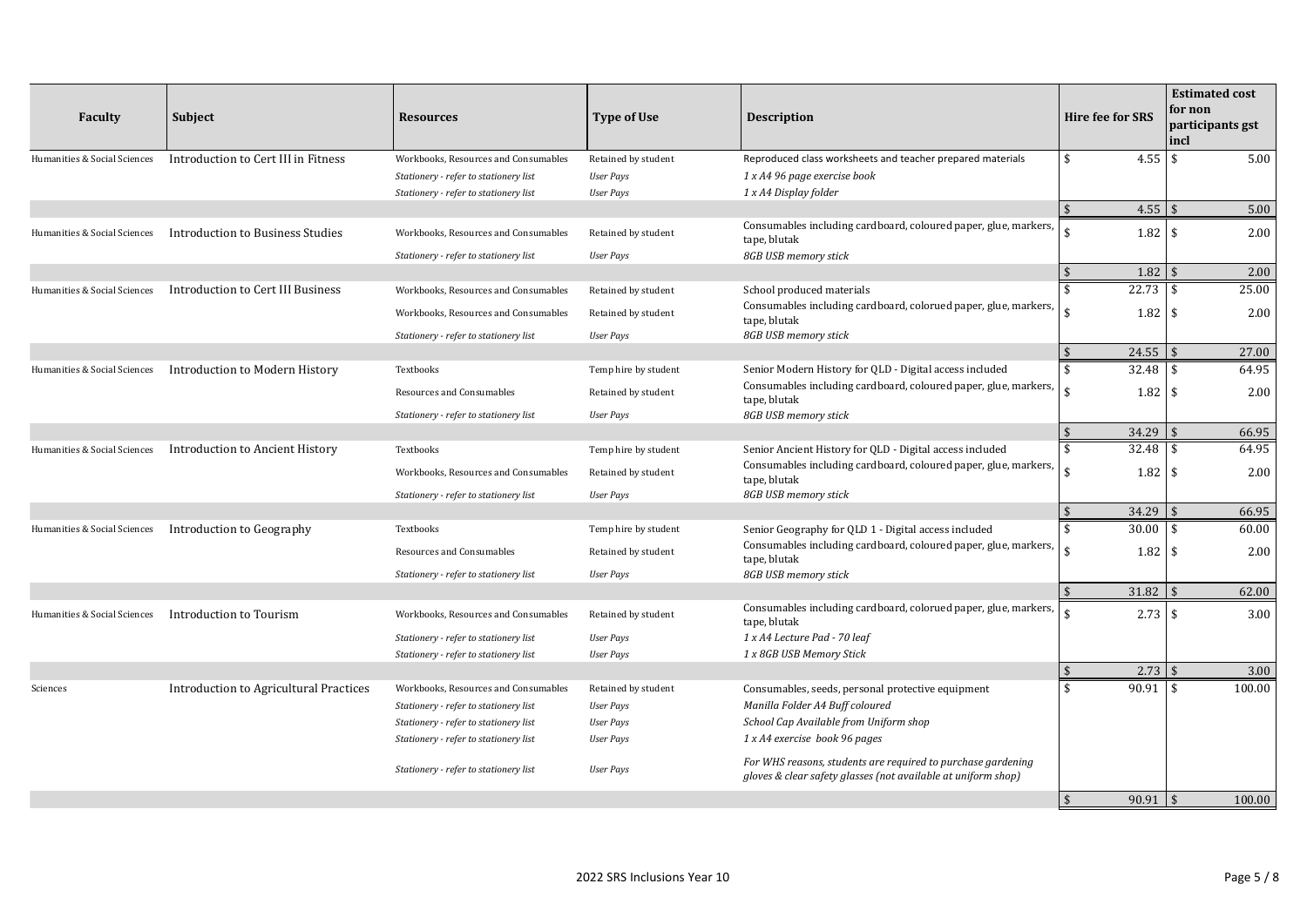| Faculty | Subject | Resources | Type of Use | Description | Hire fee for SRS | Estimated cost for non participants gst incl |
|---|---|---|---|---|---|---|
| Humanities & Social Sciences | Introduction to Cert III in Fitness | Workbooks, Resources and Consumables | Retained by student | Reproduced class worksheets and teacher prepared materials | $ 4.55 | $ 5.00 |
| | | *Stationery - refer to stationery list* | *User Pays* | *1 x A4 96 page exercise book* | | |
| | | *Stationery - refer to stationery list* | *User Pays* | *1 x A4 Display folder* | | |
| | | | | | $ 4.55 | $ 5.00 |
| Humanities & Social Sciences | Introduction to Business Studies | Workbooks, Resources and Consumables | Retained by student | Consumables including cardboard, coloured paper, glue, markers, tape, blutak | $ 1.82 | $ 2.00 |
| | | *Stationery - refer to stationery list* | *User Pays* | *8GB USB memory stick* | | |
| | | | | | $ 1.82 | $ 2.00 |
| Humanities & Social Sciences | Introduction to Cert III Business | Workbooks, Resources and Consumables | Retained by student | School produced materials | $ 22.73 | $ 25.00 |
| | | Workbooks, Resources and Consumables | Retained by student | Consumables including cardboard, colorued paper, glue, markers, tape, blutak | $ 1.82 | $ 2.00 |
| | | *Stationery - refer to stationery list* | *User Pays* | *8GB USB memory stick* | | |
| | | | | | $ 24.55 | $ 27.00 |
| Humanities & Social Sciences | Introduction to Modern History | Textbooks | Temp hire by student | Senior Modern History for QLD - Digital access included | $ 32.48 | $ 64.95 |
| | | Resources and Consumables | Retained by student | Consumables including cardboard, coloured paper, glue, markers, tape, blutak | $ 1.82 | $ 2.00 |
| | | *Stationery - refer to stationery list* | *User Pays* | *8GB USB memory stick* | | |
| | | | | | $ 34.29 | $ 66.95 |
| Humanities & Social Sciences | Introduction to Ancient History | Textbooks | Temp hire by student | Senior Ancient History for QLD - Digital access included | $ 32.48 | $ 64.95 |
| | | Workbooks, Resources and Consumables | Retained by student | Consumables including cardboard, coloured paper, glue, markers, tape, blutak | $ 1.82 | $ 2.00 |
| | | *Stationery - refer to stationery list* | *User Pays* | *8GB USB memory stick* | | |
| | | | | | $ 34.29 | $ 66.95 |
| Humanities & Social Sciences | Introduction to Geography | Textbooks | Temp hire by student | Senior Geography for QLD 1 - Digital access included | $ 30.00 | $ 60.00 |
| | | Resources and Consumables | Retained by student | Consumables including cardboard, coloured paper, glue, markers, tape, blutak | $ 1.82 | $ 2.00 |
| | | *Stationery - refer to stationery list* | *User Pays* | *8GB USB memory stick* | | |
| | | | | | $ 31.82 | $ 62.00 |
| Humanities & Social Sciences | Introduction to Tourism | Workbooks, Resources and Consumables | Retained by student | Consumables including cardboard, coloured paper, glue, markers, tape, blutak | $ 2.73 | $ 3.00 |
| | | *Stationery - refer to stationery list* | *User Pays* | *1 x A4 Lecture Pad - 70 leaf* | | |
| | | *Stationery - refer to stationery list* | *User Pays* | *1 x 8GB USB Memory Stick* | | |
| | | | | | $ 2.73 | $ 3.00 |
| Sciences | Introduction to Agricultural Practices | Workbooks, Resources and Consumables | Retained by student | Consumables, seeds, personal protective equipment | $ 90.91 | $ 100.00 |
| | | *Stationery - refer to stationery list* | *User Pays* | *Manilla Folder A4 Buff coloured* | | |
| | | *Stationery - refer to stationery list* | *User Pays* | *School Cap Available from Uniform shop* | | |
| | | *Stationery - refer to stationery list* | *User Pays* | *1 x A4 exercise book 96 pages* | | |
| | | *Stationery - refer to stationery list* | *User Pays* | *For WHS reasons, students are required to purchase gardening gloves & clear safety glasses (not available at uniform shop)* | | |
| | | | | | $ 90.91 | $ 100.00 |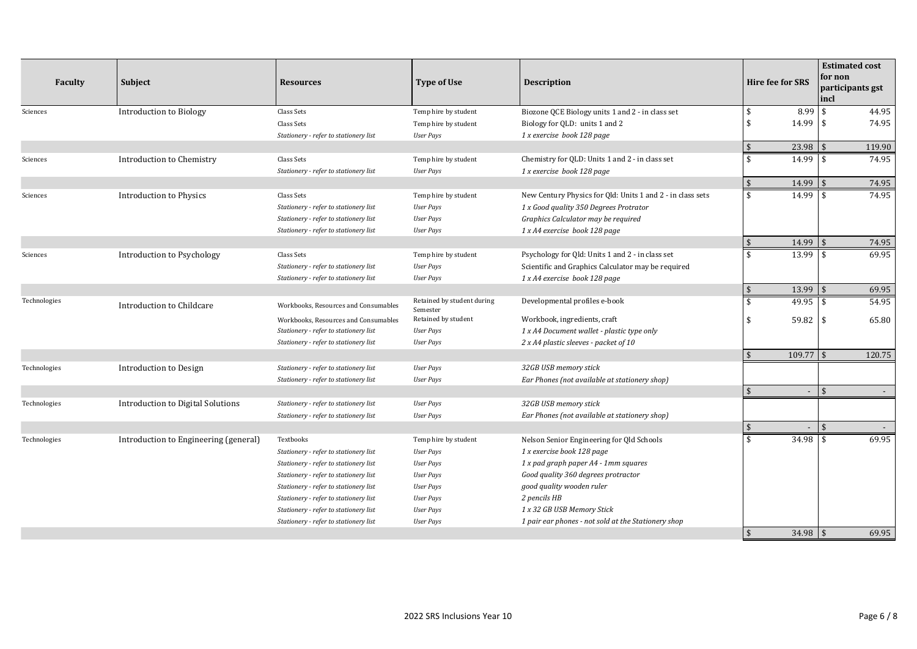| Faculty | Subject | Resources | Type of Use | Description | Hire fee for SRS | Estimated cost for non participants gst incl |
|---|---|---|---|---|---|---|
| Sciences | Introduction to Biology | Class Sets | Temp hire by student | Biozone QCE Biology units 1 and 2 - in class set | $ 8.99 | $ 44.95 |
| | | Class Sets | Temp hire by student | Biology for QLD: units 1 and 2 | $ 14.99 | $ 74.95 |
| | | *Stationery - refer to stationery list* | *User Pays* | *1 x exercise book 128 page* | | |
| | | | | | $ 23.98 | $ 119.90 |
| Sciences | Introduction to Chemistry | Class Sets | Temp hire by student | Chemistry for QLD: Units 1 and 2 - in class set | $ 14.99 | $ 74.95 |
| | | *Stationery - refer to stationery list* | *User Pays* | *1 x exercise book 128 page* | | |
| | | | | | $ 14.99 | $ 74.95 |
| Sciences | Introduction to Physics | Class Sets | Temp hire by student | New Century Physics for Qld: Units 1 and 2 - in class sets | $ 14.99 | $ 74.95 |
| | | *Stationery - refer to stationery list* | *User Pays* | *1 x Good quality 350 Degrees Protrator* | | |
| | | *Stationery - refer to stationery list* | *User Pays* | *Graphics Calculator may be required* | | |
| | | *Stationery - refer to stationery list* | *User Pays* | *1 x A4 exercise book 128 page* | | |
| | | | | | $ 14.99 | $ 74.95 |
| Sciences | Introduction to Psychology | Class Sets | Temp hire by student | Psychology for Qld: Units 1 and 2 - in class set | $ 13.99 | $ 69.95 |
| | | *Stationery - refer to stationery list* | *User Pays* | Scientific and Graphics Calculator may be required | | |
| | | *Stationery - refer to stationery list* | *User Pays* | *1 x A4 exercise book 128 page* | | |
| | | | | | $ 13.99 | $ 69.95 |
| Technologies | Introduction to Childcare | Workbooks, Resources and Consumables | Retained by student during Semester | Developmental profiles e-book | $ 49.95 | $ 54.95 |
| | | Workbooks, Resources and Consumables | Retained by student | Workbook, ingredients, craft | $ 59.82 | $ 65.80 |
| | | *Stationery - refer to stationery list* | *User Pays* | *1 x A4 Document wallet - plastic type only* | | |
| | | *Stationery - refer to stationery list* | *User Pays* | *2 x A4 plastic sleeves - packet of 10* | | |
| | | | | | $ 109.77 | $ 120.75 |
| Technologies | Introduction to Design | *Stationery - refer to stationery list* | *User Pays* | *32GB USB memory stick* | | |
| | | *Stationery - refer to stationery list* | *User Pays* | *Ear Phones (not available at stationery shop)* | | |
| | | | | | $ - | $ - |
| Technologies | Introduction to Digital Solutions | *Stationery - refer to stationery list* | *User Pays* | *32GB USB memory stick* | | |
| | | *Stationery - refer to stationery list* | *User Pays* | *Ear Phones (not available at stationery shop)* | | |
| | | | | | $ - | $ - |
| Technologies | Introduction to Engineering (general) | Textbooks | Temp hire by student | Nelson Senior Engineering for Qld Schools | $ 34.98 | $ 69.95 |
| | | *Stationery - refer to stationery list* | *User Pays* | *1 x exercise book 128 page* | | |
| | | *Stationery - refer to stationery list* | *User Pays* | *1 x pad graph paper A4 - 1mm squares* | | |
| | | *Stationery - refer to stationery list* | *User Pays* | *Good quality 360 degrees protractor* | | |
| | | *Stationery - refer to stationery list* | *User Pays* | *good quality wooden ruler* | | |
| | | *Stationery - refer to stationery list* | *User Pays* | *2 pencils HB* | | |
| | | *Stationery - refer to stationery list* | *User Pays* | *1 x 32 GB USB Memory Stick* | | |
| | | *Stationery - refer to stationery list* | *User Pays* | *1 pair ear phones - not sold at the Stationery shop* | | |
| | | | | | $ 34.98 | $ 69.95 |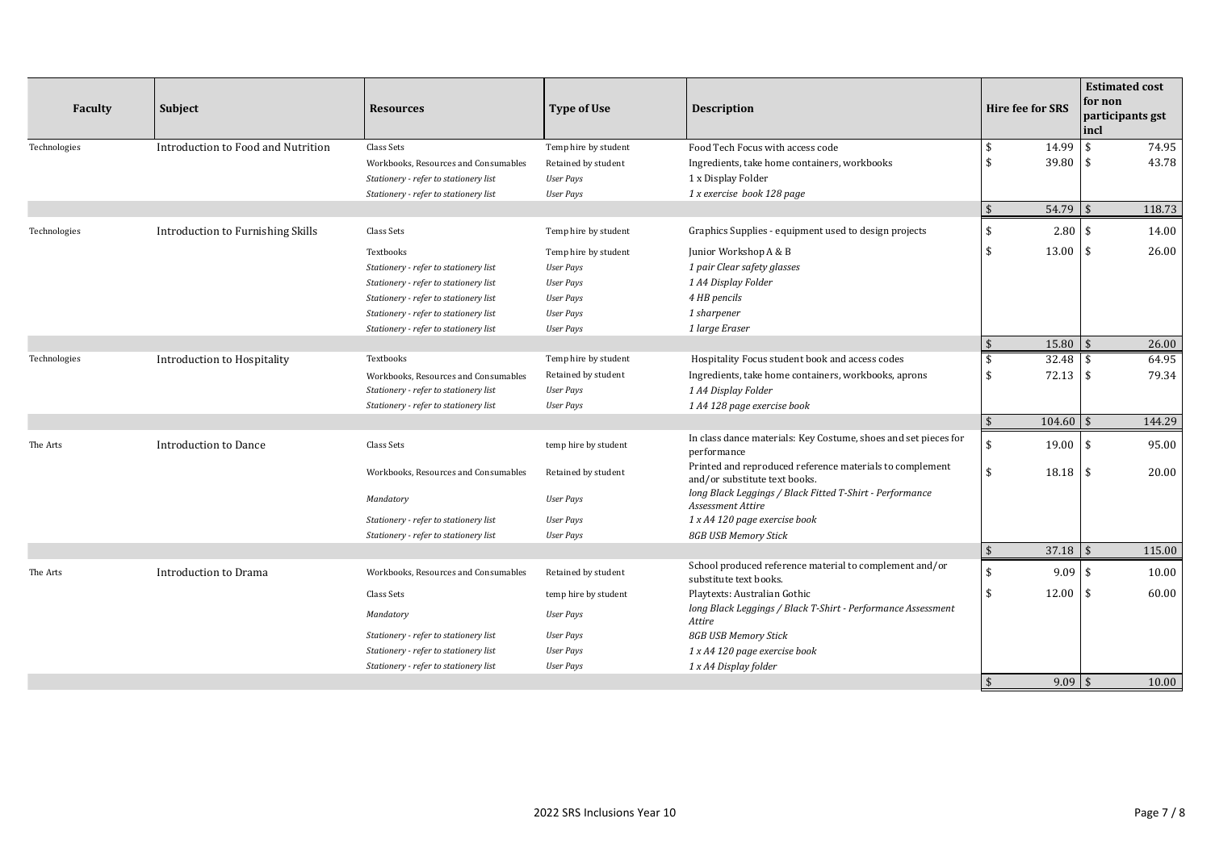| Faculty | Subject | Resources | Type of Use | Description | Hire fee for SRS | Estimated cost for non participants gst incl |
|---|---|---|---|---|---|---|
| Technologies | Introduction to Food and Nutrition | Class Sets | Temp hire by student | Food Tech Focus with access code | $ 14.99 | $ 74.95 |
| | | Workbooks, Resources and Consumables | Retained by student | Ingredients, take home containers, workbooks | $ 39.80 | $ 43.78 |
| | | *Stationery - refer to stationery list* | *User Pays* | 1 x Display Folder | | |
| | | *Stationery - refer to stationery list* | *User Pays* | *1 x exercise book 128 page* | | |
| | | | | | $ 54.79 | $ 118.73 |
| Technologies | Introduction to Furnishing Skills | Class Sets | Temp hire by student | Graphics Supplies - equipment used to design projects | $ 2.80 | $ 14.00 |
| | | Textbooks | Temp hire by student | Junior Workshop A & B | $ 13.00 | $ 26.00 |
| | | *Stationery - refer to stationery list* | *User Pays* | *1 pair Clear safety glasses* | | |
| | | *Stationery - refer to stationery list* | *User Pays* | *1 A4 Display Folder* | | |
| | | *Stationery - refer to stationery list* | *User Pays* | *4 HB pencils* | | |
| | | *Stationery - refer to stationery list* | *User Pays* | *1 sharpener* | | |
| | | *Stationery - refer to stationery list* | *User Pays* | *1 large Eraser* | | |
| | | | | | $ 15.80 | $ 26.00 |
| Technologies | Introduction to Hospitality | Textbooks | Temp hire by student | Hospitality Focus student book and access codes | $ 32.48 | $ 64.95 |
| | | Workbooks, Resources and Consumables | Retained by student | Ingredients, take home containers, workbooks, aprons | $ 72.13 | $ 79.34 |
| | | *Stationery - refer to stationery list* | *User Pays* | *1 A4 Display Folder* | | |
| | | *Stationery - refer to stationery list* | *User Pays* | *1 A4 128 page exercise book* | | |
| | | | | | $ 104.60 | $ 144.29 |
| The Arts | Introduction to Dance | Class Sets | temp hire by student | In class dance materials: Key Costume, shoes and set pieces for performance | $ 19.00 | $ 95.00 |
| | | Workbooks, Resources and Consumables | Retained by student | Printed and reproduced reference materials to complement and/or substitute text books. | $ 18.18 | $ 20.00 |
| | | *Mandatory* | *User Pays* | *long Black Leggings / Black Fitted T-Shirt - Performance Assessment Attire* | | |
| | | *Stationery - refer to stationery list* | *User Pays* | *1 x A4 120 page exercise book* | | |
| | | *Stationery - refer to stationery list* | *User Pays* | *8GB USB Memory Stick* | | |
| | | | | | $ 37.18 | $ 115.00 |
| The Arts | Introduction to Drama | Workbooks, Resources and Consumables | Retained by student | School produced reference material to complement and/or substitute text books. | $ 9.09 | $ 10.00 |
| | | Class Sets | temp hire by student | Playtexts: Australian Gothic | $ 12.00 | $ 60.00 |
| | | *Mandatory* | *User Pays* | *long Black Leggings / Black T-Shirt - Performance Assessment Attire* | | |
| | | *Stationery - refer to stationery list* | *User Pays* | *8GB USB Memory Stick* | | |
| | | *Stationery - refer to stationery list* | *User Pays* | *1 x A4 120 page exercise book* | | |
| | | *Stationery - refer to stationery list* | *User Pays* | *1 x A4 Display folder* | | |
| | | | | | $ 9.09 | $ 10.00 |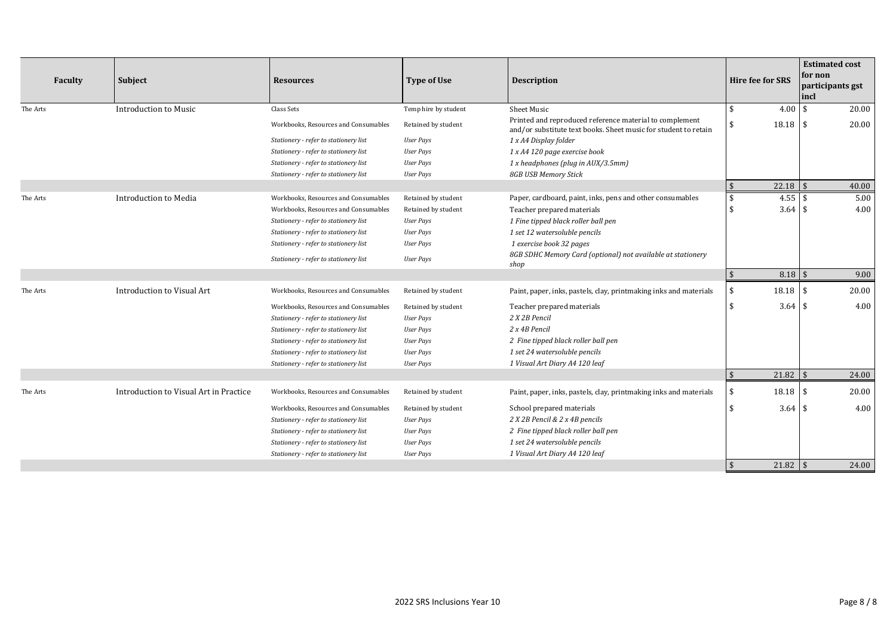| Faculty | Subject | Resources | Type of Use | Description | Hire fee for SRS | Estimated cost for non participants gst incl |
|---|---|---|---|---|---|---|
| The Arts | Introduction to Music | Class Sets | Temp hire by student | Sheet Music | $ 4.00 | $ 20.00 |
| | | Workbooks, Resources and Consumables | Retained by student | Printed and reproduced reference material to complement and/or substitute text books. Sheet music for student to retain | $ 18.18 | $ 20.00 |
| | | *Stationery - refer to stationery list* | *User Pays* | *1 x A4 Display folder* | | |
| | | *Stationery - refer to stationery list* | *User Pays* | *1 x A4 120 page exercise book* | | |
| | | *Stationery - refer to stationery list* | *User Pays* | *1 x headphones (plug in AUX/3.5mm)* | | |
| | | *Stationery - refer to stationery list* | *User Pays* | *8GB USB Memory Stick* | | |
| | | | | | $ 22.18 | $ 40.00 |
| The Arts | Introduction to Media | Workbooks, Resources and Consumables | Retained by student | Paper, cardboard, paint, inks, pens and other consumables | $ 4.55 | $ 5.00 |
| | | Workbooks, Resources and Consumables | Retained by student | Teacher prepared materials | $ 3.64 | $ 4.00 |
| | | *Stationery - refer to stationery list* | *User Pays* | *1 Fine tipped black roller ball pen* | | |
| | | *Stationery - refer to stationery list* | *User Pays* | *1 set 12 watersoluble pencils* | | |
| | | *Stationery - refer to stationery list* | *User Pays* | *1 exercise book 32 pages* | | |
| | | *Stationery - refer to stationery list* | *User Pays* | *8GB SDHC Memory Card (optional) not available at stationery shop* | | |
| | | | | | $ 8.18 | $ 9.00 |
| The Arts | Introduction to Visual Art | Workbooks, Resources and Consumables | Retained by student | Paint, paper, inks, pastels, clay, printmaking inks and materials | $ 18.18 | $ 20.00 |
| | | Workbooks, Resources and Consumables | Retained by student | Teacher prepared materials | $ 3.64 | $ 4.00 |
| | | *Stationery - refer to stationery list* | *User Pays* | *2 X 2B Pencil* | | |
| | | *Stationery - refer to stationery list* | *User Pays* | *2 x 4B Pencil* | | |
| | | *Stationery - refer to stationery list* | *User Pays* | *2 Fine tipped black roller ball pen* | | |
| | | *Stationery - refer to stationery list* | *User Pays* | *1 set 24 watersoluble pencils* | | |
| | | *Stationery - refer to stationery list* | *User Pays* | *1 Visual Art Diary A4 120 leaf* | | |
| | | | | | $ 21.82 | $ 24.00 |
| The Arts | Introduction to Visual Art in Practice | Workbooks, Resources and Consumables | Retained by student | Paint, paper, inks, pastels, clay, printmaking inks and materials | $ 18.18 | $ 20.00 |
| | | Workbooks, Resources and Consumables | Retained by student | School prepared materials | $ 3.64 | $ 4.00 |
| | | *Stationery - refer to stationery list* | *User Pays* | *2 X 2B Pencil & 2 x 4B pencils* | | |
| | | *Stationery - refer to stationery list* | *User Pays* | *2 Fine tipped black roller ball pen* | | |
| | | *Stationery - refer to stationery list* | *User Pays* | *1 set 24 watersoluble pencils* | | |
| | | *Stationery - refer to stationery list* | *User Pays* | *1 Visual Art Diary A4 120 leaf* | | |
| | | | | | $ 21.82 | $ 24.00 |